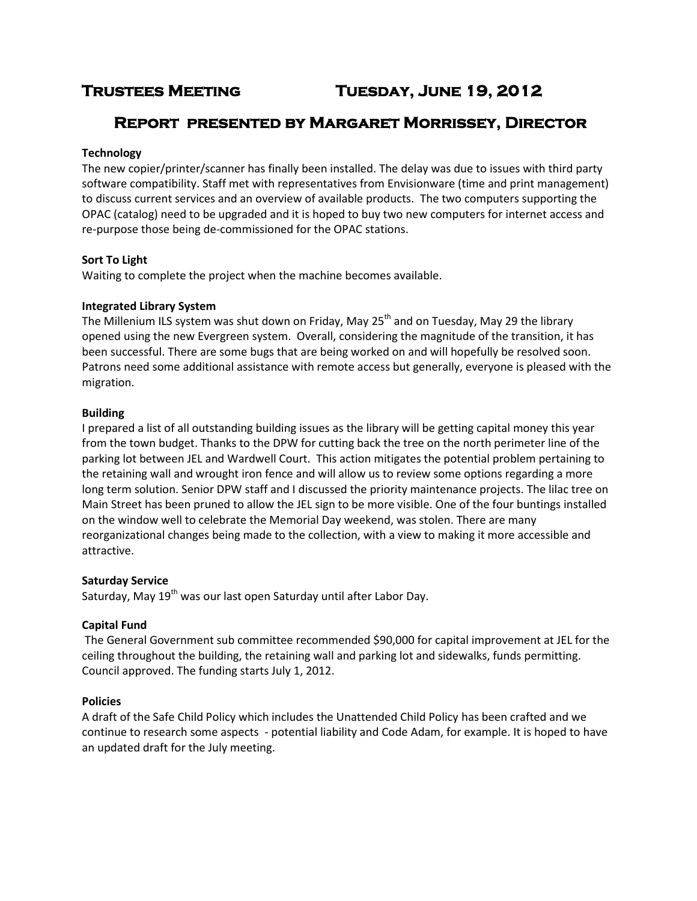# Trustees Meeting Tuesday, June 19, 2012

## Report presented by Margaret Morrissey, Director

**Technology**

The new copier/printer/scanner has finally been installed. The delay was due to issues with third party software compatibility. Staff met with representatives from Envisionware (time and print management) to discuss current services and an overview of available products. The two computers supporting the OPAC (catalog) need to be upgraded and it is hoped to buy two new computers for internet access and re-purpose those being de-commissioned for the OPAC stations.

**Sort To Light**

Waiting to complete the project when the machine becomes available.

**Integrated Library System**

The Millenium ILS system was shut down on Friday, May 25th and on Tuesday, May 29 the library opened using the new Evergreen system. Overall, considering the magnitude of the transition, it has been successful. There are some bugs that are being worked on and will hopefully be resolved soon. Patrons need some additional assistance with remote access but generally, everyone is pleased with the migration.

**Building**

I prepared a list of all outstanding building issues as the library will be getting capital money this year from the town budget. Thanks to the DPW for cutting back the tree on the north perimeter line of the parking lot between JEL and Wardwell Court. This action mitigates the potential problem pertaining to the retaining wall and wrought iron fence and will allow us to review some options regarding a more long term solution. Senior DPW staff and I discussed the priority maintenance projects. The lilac tree on Main Street has been pruned to allow the JEL sign to be more visible. One of the four buntings installed on the window well to celebrate the Memorial Day weekend, was stolen. There are many reorganizational changes being made to the collection, with a view to making it more accessible and attractive.

**Saturday Service**

Saturday, May 19th was our last open Saturday until after Labor Day.

**Capital Fund**

The General Government sub committee recommended $90,000 for capital improvement at JEL for the ceiling throughout the building, the retaining wall and parking lot and sidewalks, funds permitting. Council approved. The funding starts July 1, 2012.

**Policies**

A draft of the Safe Child Policy which includes the Unattended Child Policy has been crafted and we continue to research some aspects - potential liability and Code Adam, for example. It is hoped to have an updated draft for the July meeting.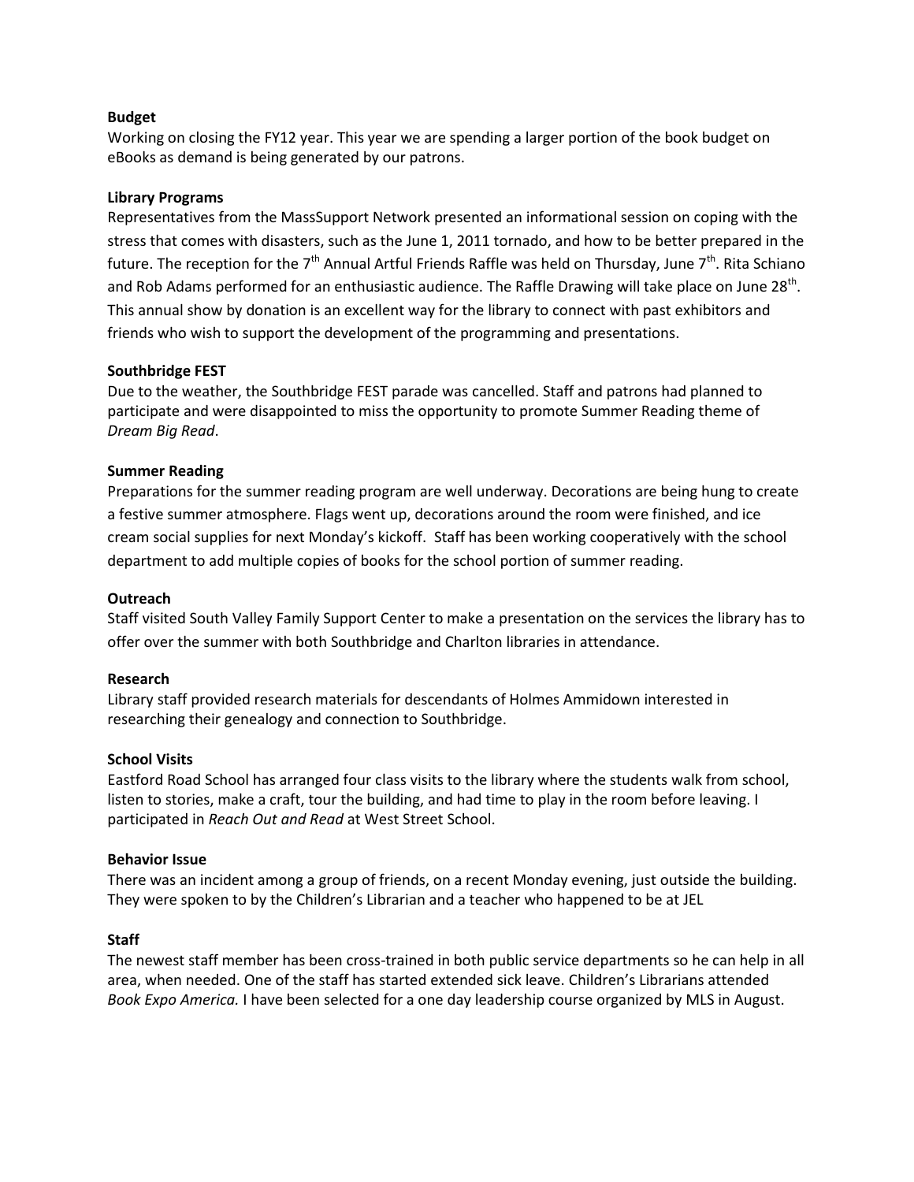**Budget**

Working on closing the FY12 year. This year we are spending a larger portion of the book budget on eBooks as demand is being generated by our patrons.

**Library Programs**

Representatives from the MassSupport Network presented an informational session on coping with the stress that comes with disasters, such as the June 1, 2011 tornado, and how to be better prepared in the future. The reception for the 7th Annual Artful Friends Raffle was held on Thursday, June 7th. Rita Schiano and Rob Adams performed for an enthusiastic audience. The Raffle Drawing will take place on June 28th. This annual show by donation is an excellent way for the library to connect with past exhibitors and friends who wish to support the development of the programming and presentations.

**Southbridge FEST**

Due to the weather, the Southbridge FEST parade was cancelled. Staff and patrons had planned to participate and were disappointed to miss the opportunity to promote Summer Reading theme of *Dream Big Read*.

**Summer Reading**

Preparations for the summer reading program are well underway. Decorations are being hung to create a festive summer atmosphere. Flags went up, decorations around the room were finished, and ice cream social supplies for next Monday's kickoff. Staff has been working cooperatively with the school department to add multiple copies of books for the school portion of summer reading.

**Outreach**

Staff visited South Valley Family Support Center to make a presentation on the services the library has to offer over the summer with both Southbridge and Charlton libraries in attendance.

**Research**

Library staff provided research materials for descendants of Holmes Ammidown interested in researching their genealogy and connection to Southbridge.

**School Visits**

Eastford Road School has arranged four class visits to the library where the students walk from school, listen to stories, make a craft, tour the building, and had time to play in the room before leaving. I participated in *Reach Out and Read* at West Street School.

**Behavior Issue**

There was an incident among a group of friends, on a recent Monday evening, just outside the building. They were spoken to by the Children's Librarian and a teacher who happened to be at JEL

**Staff**

The newest staff member has been cross-trained in both public service departments so he can help in all area, when needed. One of the staff has started extended sick leave. Children's Librarians attended *Book Expo America.* I have been selected for a one day leadership course organized by MLS in August.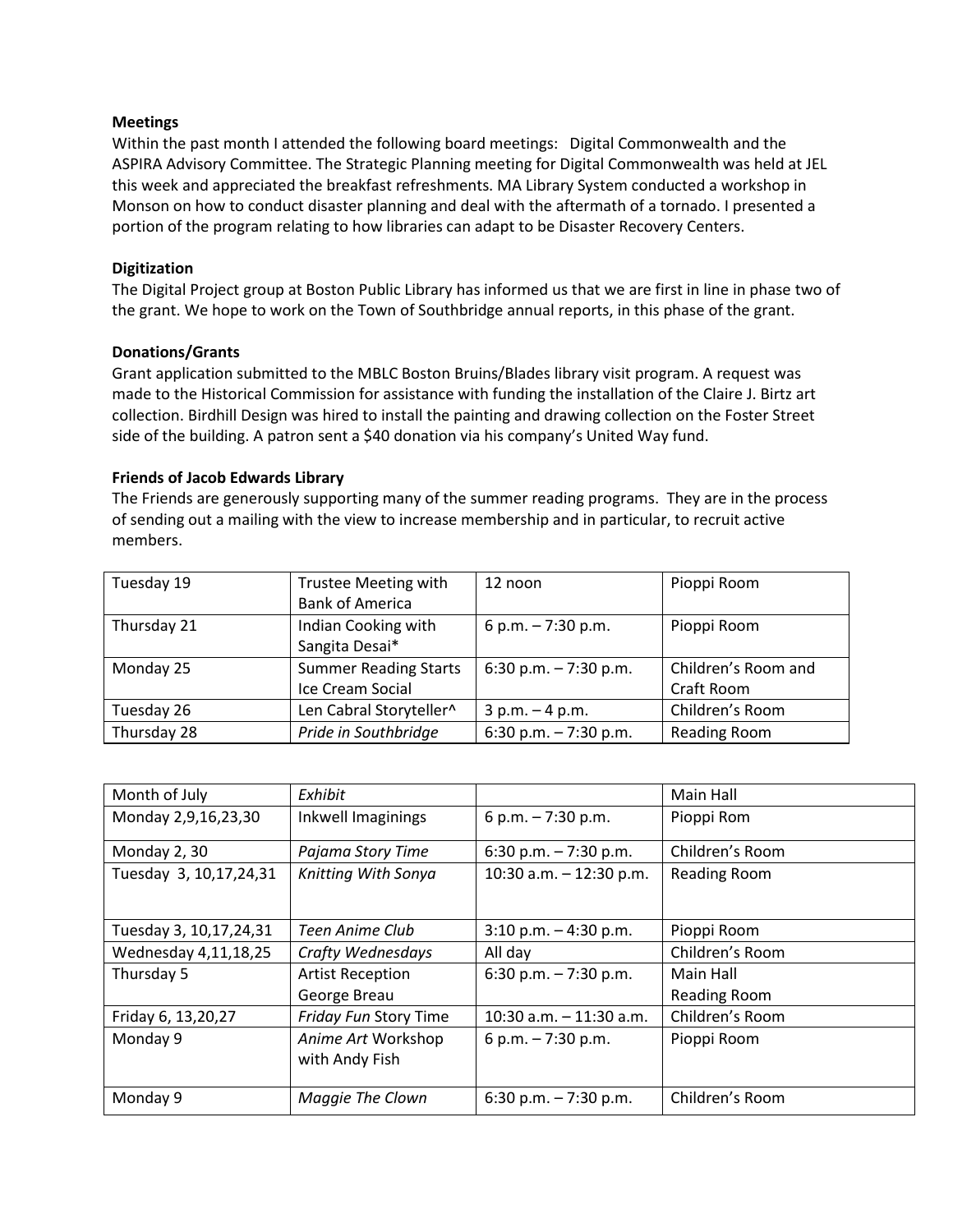**Meetings**

Within the past month I attended the following board meetings: Digital Commonwealth and the ASPIRA Advisory Committee. The Strategic Planning meeting for Digital Commonwealth was held at JEL this week and appreciated the breakfast refreshments. MA Library System conducted a workshop in Monson on how to conduct disaster planning and deal with the aftermath of a tornado. I presented a portion of the program relating to how libraries can adapt to be Disaster Recovery Centers.

**Digitization**

The Digital Project group at Boston Public Library has informed us that we are first in line in phase two of the grant. We hope to work on the Town of Southbridge annual reports, in this phase of the grant.

**Donations/Grants**

Grant application submitted to the MBLC Boston Bruins/Blades library visit program. A request was made to the Historical Commission for assistance with funding the installation of the Claire J. Birtz art collection. Birdhill Design was hired to install the painting and drawing collection on the Foster Street side of the building. A patron sent a $40 donation via his company's United Way fund.

**Friends of Jacob Edwards Library**

The Friends are generously supporting many of the summer reading programs. They are in the process of sending out a mailing with the view to increase membership and in particular, to recruit active members.

| | | | |
|---|---|---|---|
| Tuesday 19 | Trustee Meeting with Bank of America | 12 noon | Pioppi Room |
| Thursday 21 | Indian Cooking with Sangita Desai* | 6 p.m. – 7:30 p.m. | Pioppi Room |
| Monday 25 | Summer Reading Starts Ice Cream Social | 6:30 p.m. – 7:30 p.m. | Children's Room and Craft Room |
| Tuesday 26 | Len Cabral Storyteller^ | 3 p.m. – 4 p.m. | Children's Room |
| Thursday 28 | *Pride in Southbridge* | 6:30 p.m. – 7:30 p.m. | Reading Room |

| | | | |
|---|---|---|---|
| Month of July | *Exhibit* | | Main Hall |
| Monday 2,9,16,23,30 | Inkwell Imaginings | 6 p.m. – 7:30 p.m. | Pioppi Rom |
| Monday 2, 30 | *Pajama Story Time* | 6:30 p.m. – 7:30 p.m. | Children's Room |
| Tuesday 3, 10,17,24,31 | *Knitting With Sonya* | 10:30 a.m. – 12:30 p.m. | Reading Room |
| Tuesday 3, 10,17,24,31 | *Teen Anime Club* | 3:10 p.m. – 4:30 p.m. | Pioppi Room |
| Wednesday 4,11,18,25 | *Crafty Wednesdays* | All day | Children's Room |
| Thursday 5 | Artist Reception George Breau | 6:30 p.m. – 7:30 p.m. | Main Hall Reading Room |
| Friday 6, 13,20,27 | *Friday Fun* Story Time | 10:30 a.m. – 11:30 a.m. | Children's Room |
| Monday 9 | *Anime Art* Workshop with Andy Fish | 6 p.m. – 7:30 p.m. | Pioppi Room |
| Monday 9 | *Maggie The Clown* | 6:30 p.m. – 7:30 p.m. | Children's Room |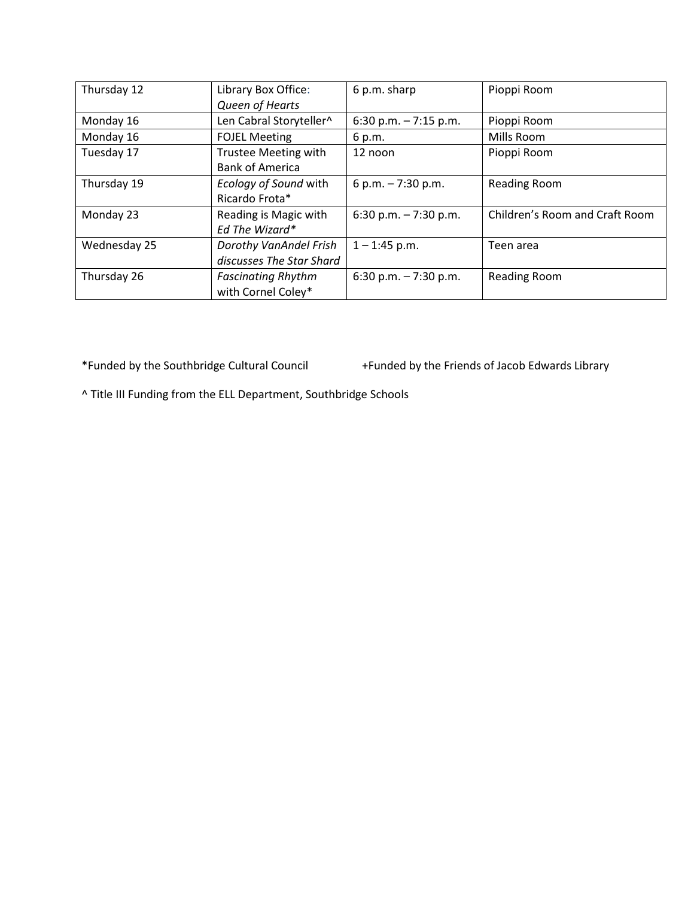| | | | |
|---|---|---|---|
| Thursday 12 | Library Box Office: *Queen of Hearts* | 6 p.m. sharp | Pioppi Room |
| Monday 16 | Len Cabral Storyteller^ | 6:30 p.m. – 7:15 p.m. | Pioppi Room |
| Monday 16 | FOJEL Meeting | 6 p.m. | Mills Room |
| Tuesday 17 | Trustee Meeting with Bank of America | 12 noon | Pioppi Room |
| Thursday 19 | *Ecology of Sound* with Ricardo Frota* | 6 p.m. – 7:30 p.m. | Reading Room |
| Monday 23 | Reading is Magic with *Ed The Wizard** | 6:30 p.m. – 7:30 p.m. | Children's Room and Craft Room |
| Wednesday 25 | *Dorothy VanAndel Frish discusses The Star Shard* | 1 – 1:45 p.m. | Teen area |
| Thursday 26 | *Fascinating Rhythm* with Cornel Coley* | 6:30 p.m. – 7:30 p.m. | Reading Room |

*Funded by the Southbridge Cultural Council

+Funded by the Friends of Jacob Edwards Library

^ Title III Funding from the ELL Department, Southbridge Schools